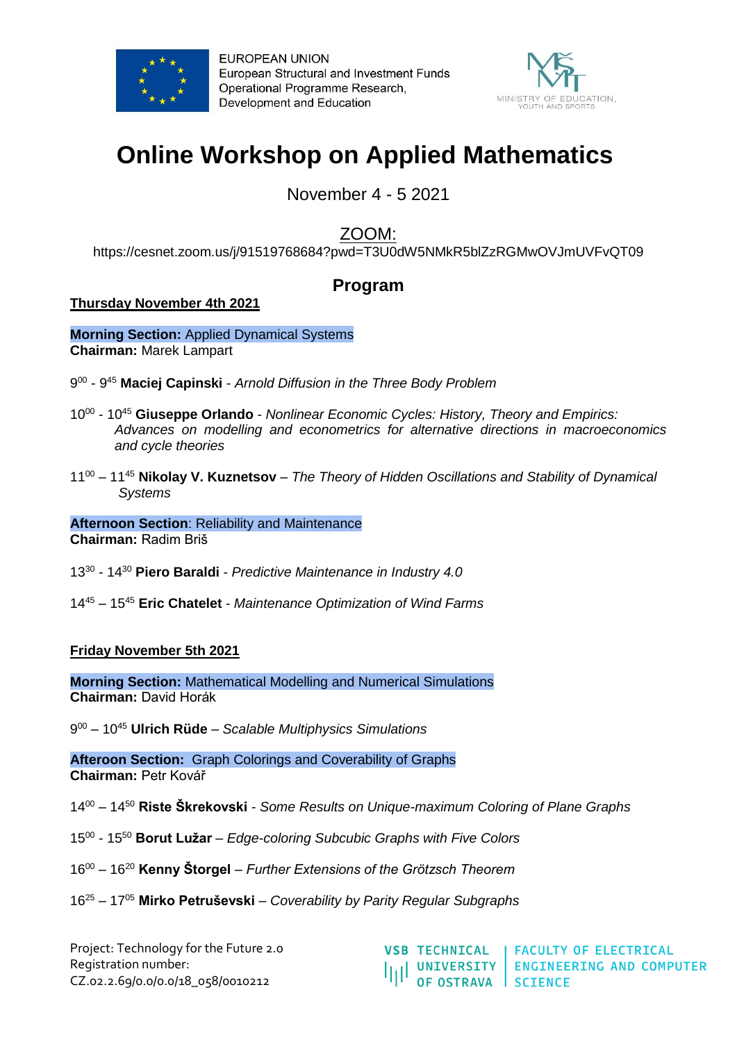EUROPEAN UNION
European Structural and Investment Funds
Operational Programme Research, Development and Education

MINISTRY OF EDUCATION, YOUTH AND SPORTS

# Online Workshop on Applied Mathematics

November 4 - 5 2021

ZOOM:
https://cesnet.zoom.us/j/91519768684?pwd=T3U0dW5NMkR5blZzRGMwOVJmUVFvQT09

## Program

**Thursday November 4th 2021**

**Morning Section:** Applied Dynamical Systems
**Chairman:** Marek Lampart

$9^{00}$ - $9^{45}$ **Maciej Capinski** - *Arnold Diffusion in the Three Body Problem*

$10^{00}$ - $10^{45}$ **Giuseppe Orlando** - *Nonlinear Economic Cycles: History, Theory and Empirics: Advances on modelling and econometrics for alternative directions in macroeconomics and cycle theories*

$11^{00}$ – $11^{45}$ **Nikolay V. Kuznetsov** – *The Theory of Hidden Oscillations and Stability of Dynamical Systems*

**Afternoon Section**: Reliability and Maintenance
**Chairman:** Radim Briš

$13^{30}$ - $14^{30}$ **Piero Baraldi** - *Predictive Maintenance in Industry 4.0*

$14^{45}$ – $15^{45}$ **Eric Chatelet** - *Maintenance Optimization of Wind Farms*

**Friday November 5th 2021**

**Morning Section:** Mathematical Modelling and Numerical Simulations
**Chairman:** David Horák

$9^{00}$ – $10^{45}$ **Ulrich Rüde** – *Scalable Multiphysics Simulations*

**Afteroon Section:** Graph Colorings and Coverability of Graphs
**Chairman:** Petr Kovář

$14^{00}$ – $14^{50}$ **Riste Škrekovski** - *Some Results on Unique-maximum Coloring of Plane Graphs*

$15^{00}$ - $15^{50}$ **Borut Lužar** – *Edge-coloring Subcubic Graphs with Five Colors*

$16^{00}$ – $16^{20}$ **Kenny Štorgel** – *Further Extensions of the Grötzsch Theorem*

$16^{25}$ – $17^{05}$ **Mirko Petruševski** – *Coverability by Parity Regular Subgraphs*

Project: Technology for the Future 2.0
Registration number:
CZ.02.2.69/0.0/0.0/18_058/0010212

VSB TECHNICAL UNIVERSITY OF OSTRAVA | FACULTY OF ELECTRICAL ENGINEERING AND COMPUTER SCIENCE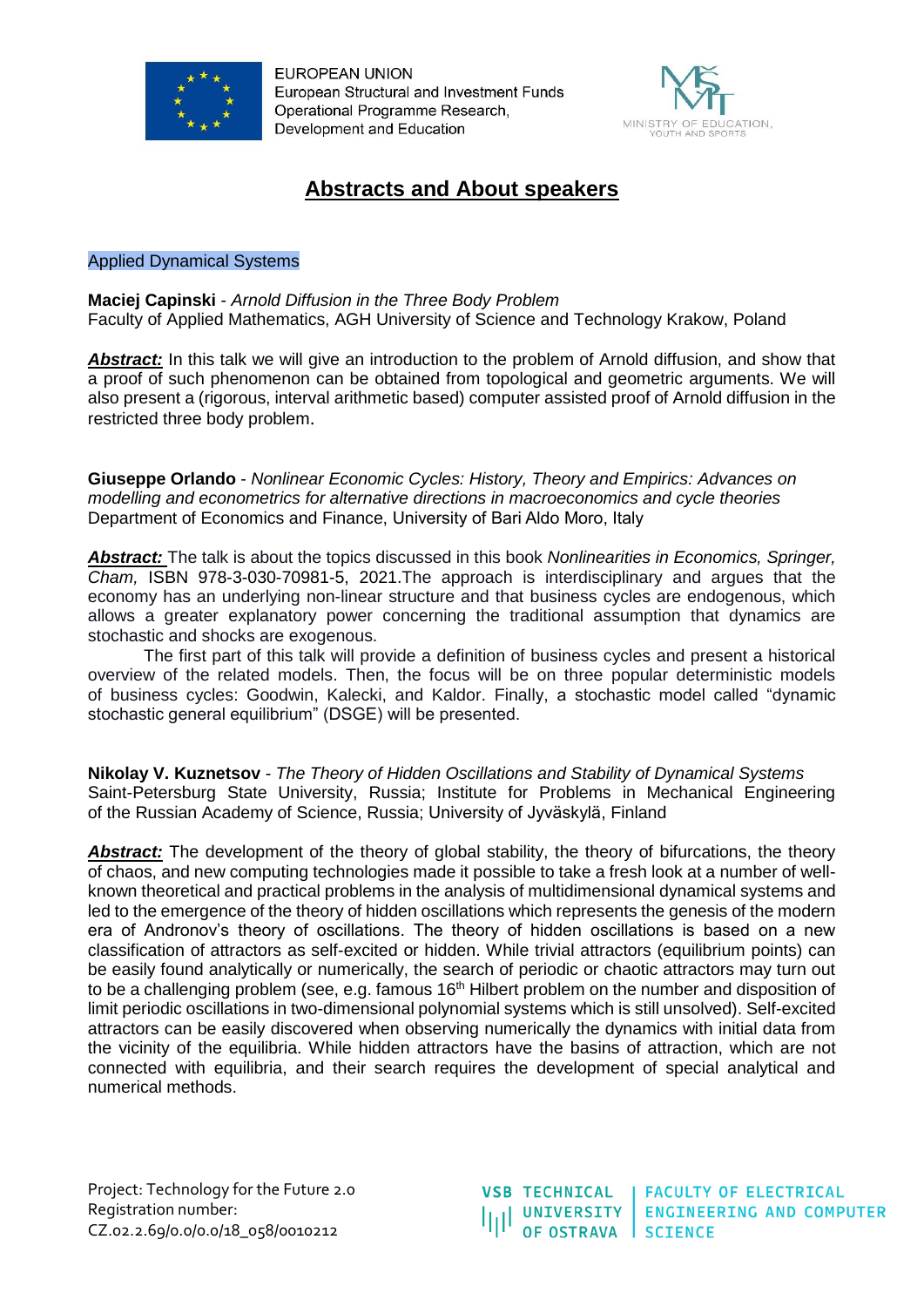# Abstracts and About speakers

Applied Dynamical Systems

**Maciej Capinski** - *Arnold Diffusion in the Three Body Problem*
Faculty of Applied Mathematics, AGH University of Science and Technology Krakow, Poland

***Abstract:*** In this talk we will give an introduction to the problem of Arnold diffusion, and show that a proof of such phenomenon can be obtained from topological and geometric arguments. We will also present a (rigorous, interval arithmetic based) computer assisted proof of Arnold diffusion in the restricted three body problem.

**Giuseppe Orlando** - *Nonlinear Economic Cycles: History, Theory and Empirics: Advances on modelling and econometrics for alternative directions in macroeconomics and cycle theories*
Department of Economics and Finance, University of Bari Aldo Moro, Italy

***Abstract:*** The talk is about the topics discussed in this book *Nonlinearities in Economics, Springer, Cham,* ISBN 978-3-030-70981-5, 2021.The approach is interdisciplinary and argues that the economy has an underlying non-linear structure and that business cycles are endogenous, which allows a greater explanatory power concerning the traditional assumption that dynamics are stochastic and shocks are exogenous.

The first part of this talk will provide a definition of business cycles and present a historical overview of the related models. Then, the focus will be on three popular deterministic models of business cycles: Goodwin, Kalecki, and Kaldor. Finally, a stochastic model called "dynamic stochastic general equilibrium" (DSGE) will be presented.

**Nikolay V. Kuznetsov** - *The Theory of Hidden Oscillations and Stability of Dynamical Systems*
Saint-Petersburg State University, Russia; Institute for Problems in Mechanical Engineering of the Russian Academy of Science, Russia; University of Jyväskylä, Finland

***Abstract:*** The development of the theory of global stability, the theory of bifurcations, the theory of chaos, and new computing technologies made it possible to take a fresh look at a number of well-known theoretical and practical problems in the analysis of multidimensional dynamical systems and led to the emergence of the theory of hidden oscillations which represents the genesis of the modern era of Andronov's theory of oscillations. The theory of hidden oscillations is based on a new classification of attractors as self-excited or hidden. While trivial attractors (equilibrium points) can be easily found analytically or numerically, the search of periodic or chaotic attractors may turn out to be a challenging problem (see, e.g. famous 16th Hilbert problem on the number and disposition of limit periodic oscillations in two-dimensional polynomial systems which is still unsolved). Self-excited attractors can be easily discovered when observing numerically the dynamics with initial data from the vicinity of the equilibria. While hidden attractors have the basins of attraction, which are not connected with equilibria, and their search requires the development of special analytical and numerical methods.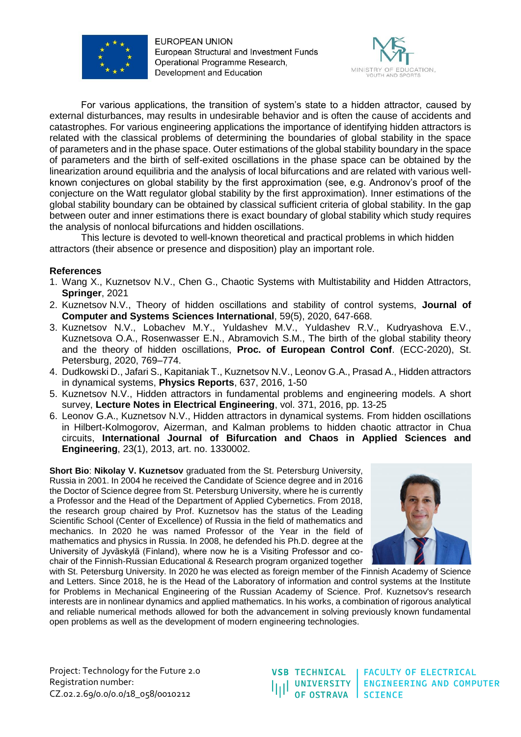For various applications, the transition of system's state to a hidden attractor, caused by external disturbances, may results in undesirable behavior and is often the cause of accidents and catastrophes. For various engineering applications the importance of identifying hidden attractors is related with the classical problems of determining the boundaries of global stability in the space of parameters and in the phase space. Outer estimations of the global stability boundary in the space of parameters and the birth of self-exited oscillations in the phase space can be obtained by the linearization around equilibria and the analysis of local bifurcations and are related with various well-known conjectures on global stability by the first approximation (see, e.g. Andronov's proof of the conjecture on the Watt regulator global stability by the first approximation). Inner estimations of the global stability boundary can be obtained by classical sufficient criteria of global stability. In the gap between outer and inner estimations there is exact boundary of global stability which study requires the analysis of nonlocal bifurcations and hidden oscillations.

This lecture is devoted to well-known theoretical and practical problems in which hidden attractors (their absence or presence and disposition) play an important role.

**References**

1. Wang X., Kuznetsov N.V., Chen G., Chaotic Systems with Multistability and Hidden Attractors, **Springer**, 2021
2. Kuznetsov N.V., Theory of hidden oscillations and stability of control systems, **Journal of Computer and Systems Sciences International**, 59(5), 2020, 647-668.
3. Kuznetsov N.V., Lobachev M.Y., Yuldashev M.V., Yuldashev R.V., Kudryashova E.V., Kuznetsova O.A., Rosenwasser E.N., Abramovich S.M., The birth of the global stability theory and the theory of hidden oscillations, **Proc. of European Control Conf**. (ECC-2020), St. Petersburg, 2020, 769–774.
4. Dudkowski D., Jafari S., Kapitaniak T., Kuznetsov N.V., Leonov G.A., Prasad A., Hidden attractors in dynamical systems, **Physics Reports**, 637, 2016, 1-50
5. Kuznetsov N.V., Hidden attractors in fundamental problems and engineering models. A short survey, **Lecture Notes in Electrical Engineering**, vol. 371, 2016, pp. 13-25
6. Leonov G.A., Kuznetsov N.V., Hidden attractors in dynamical systems. From hidden oscillations in Hilbert-Kolmogorov, Aizerman, and Kalman problems to hidden chaotic attractor in Chua circuits, **International Journal of Bifurcation and Chaos in Applied Sciences and Engineering**, 23(1), 2013, art. no. 1330002.

**Short Bio**: **Nikolay V. Kuznetsov** graduated from the St. Petersburg University, Russia in 2001. In 2004 he received the Candidate of Science degree and in 2016 the Doctor of Science degree from St. Petersburg University, where he is currently a Professor and the Head of the Department of Applied Cybernetics. From 2018, the research group chaired by Prof. Kuznetsov has the status of the Leading Scientific School (Center of Excellence) of Russia in the field of mathematics and mechanics. In 2020 he was named Professor of the Year in the field of mathematics and physics in Russia. In 2008, he defended his Ph.D. degree at the University of Jyväskylä (Finland), where now he is a Visiting Professor and co-chair of the Finnish-Russian Educational & Research program organized together with St. Petersburg University. In 2020 he was elected as foreign member of the Finnish Academy of Science and Letters. Since 2018, he is the Head of the Laboratory of information and control systems at the Institute for Problems in Mechanical Engineering of the Russian Academy of Science. Prof. Kuznetsov's research interests are in nonlinear dynamics and applied mathematics. In his works, a combination of rigorous analytical and reliable numerical methods allowed for both the advancement in solving previously known fundamental open problems as well as the development of modern engineering technologies.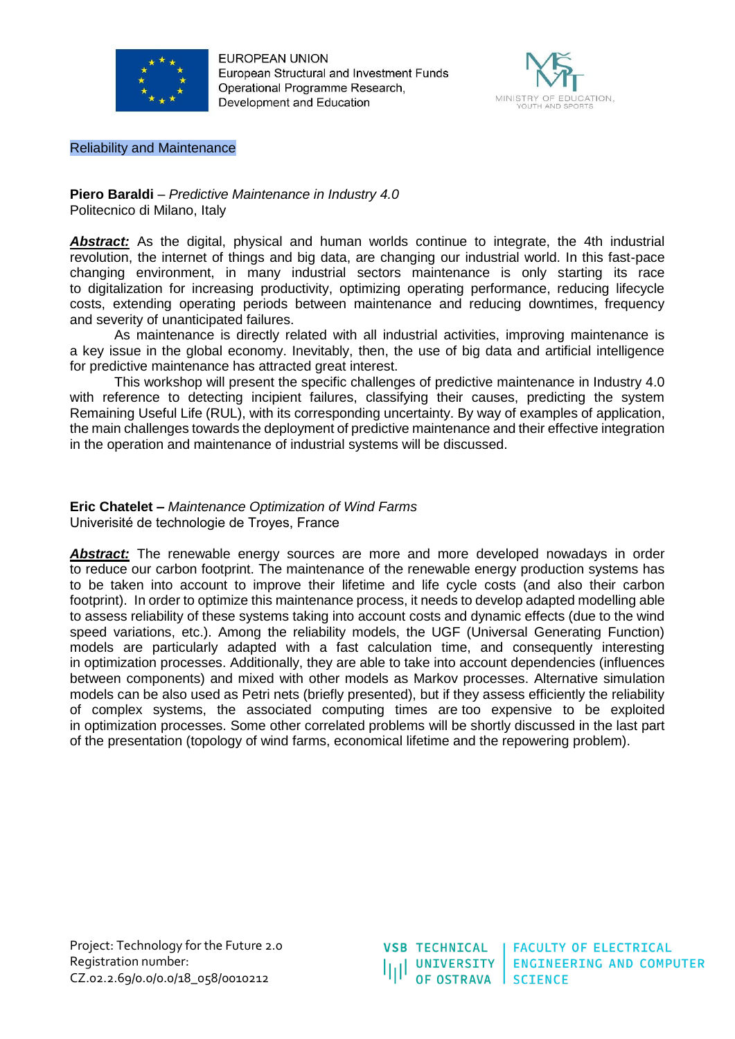## Reliability and Maintenance

**Piero Baraldi** – *Predictive Maintenance in Industry 4.0*
Politecnico di Milano, Italy

***Abstract:*** As the digital, physical and human worlds continue to integrate, the 4th industrial revolution, the internet of things and big data, are changing our industrial world. In this fast-pace changing environment, in many industrial sectors maintenance is only starting its race to digitalization for increasing productivity, optimizing operating performance, reducing lifecycle costs, extending operating periods between maintenance and reducing downtimes, frequency and severity of unanticipated failures.

As maintenance is directly related with all industrial activities, improving maintenance is a key issue in the global economy. Inevitably, then, the use of big data and artificial intelligence for predictive maintenance has attracted great interest.

This workshop will present the specific challenges of predictive maintenance in Industry 4.0 with reference to detecting incipient failures, classifying their causes, predicting the system Remaining Useful Life (RUL), with its corresponding uncertainty. By way of examples of application, the main challenges towards the deployment of predictive maintenance and their effective integration in the operation and maintenance of industrial systems will be discussed.

**Eric Chatelet –** *Maintenance Optimization of Wind Farms*
Univerisité de technologie de Troyes, France

***Abstract:*** The renewable energy sources are more and more developed nowadays in order to reduce our carbon footprint. The maintenance of the renewable energy production systems has to be taken into account to improve their lifetime and life cycle costs (and also their carbon footprint). In order to optimize this maintenance process, it needs to develop adapted modelling able to assess reliability of these systems taking into account costs and dynamic effects (due to the wind speed variations, etc.). Among the reliability models, the UGF (Universal Generating Function) models are particularly adapted with a fast calculation time, and consequently interesting in optimization processes. Additionally, they are able to take into account dependencies (influences between components) and mixed with other models as Markov processes. Alternative simulation models can be also used as Petri nets (briefly presented), but if they assess efficiently the reliability of complex systems, the associated computing times are too expensive to be exploited in optimization processes. Some other correlated problems will be shortly discussed in the last part of the presentation (topology of wind farms, economical lifetime and the repowering problem).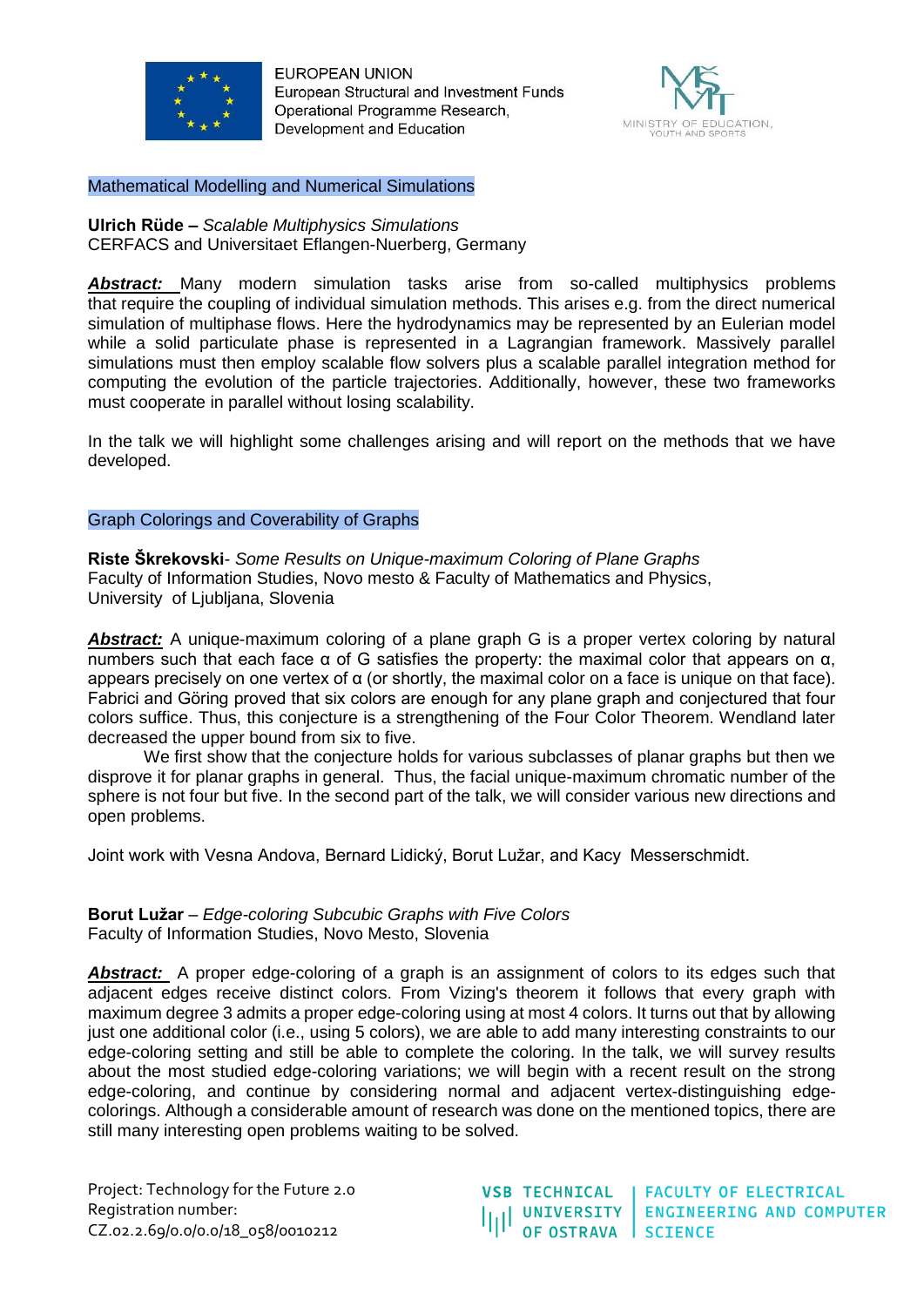## Mathematical Modelling and Numerical Simulations

**Ulrich Rüde –** *Scalable Multiphysics Simulations*
CERFACS and Universitaet Eflangen-Nuerberg, Germany

***Abstract:*** Many modern simulation tasks arise from so-called multiphysics problems that require the coupling of individual simulation methods. This arises e.g. from the direct numerical simulation of multiphase flows. Here the hydrodynamics may be represented by an Eulerian model while a solid particulate phase is represented in a Lagrangian framework. Massively parallel simulations must then employ scalable flow solvers plus a scalable parallel integration method for computing the evolution of the particle trajectories. Additionally, however, these two frameworks must cooperate in parallel without losing scalability.

In the talk we will highlight some challenges arising and will report on the methods that we have developed.

## Graph Colorings and Coverability of Graphs

**Riste Škrekovski**- *Some Results on Unique-maximum Coloring of Plane Graphs*
Faculty of Information Studies, Novo mesto & Faculty of Mathematics and Physics, University of Ljubljana, Slovenia

***Abstract:*** A unique-maximum coloring of a plane graph G is a proper vertex coloring by natural numbers such that each face $\alpha$ of G satisfies the property: the maximal color that appears on $\alpha$, appears precisely on one vertex of $\alpha$ (or shortly, the maximal color on a face is unique on that face). Fabrici and Göring proved that six colors are enough for any plane graph and conjectured that four colors suffice. Thus, this conjecture is a strengthening of the Four Color Theorem. Wendland later decreased the upper bound from six to five.

We first show that the conjecture holds for various subclasses of planar graphs but then we disprove it for planar graphs in general. Thus, the facial unique-maximum chromatic number of the sphere is not four but five. In the second part of the talk, we will consider various new directions and open problems.

Joint work with Vesna Andova, Bernard Lidický, Borut Lužar, and Kacy Messerschmidt.

**Borut Lužar** – *Edge-coloring Subcubic Graphs with Five Colors*
Faculty of Information Studies, Novo Mesto, Slovenia

***Abstract:*** A proper edge-coloring of a graph is an assignment of colors to its edges such that adjacent edges receive distinct colors. From Vizing's theorem it follows that every graph with maximum degree 3 admits a proper edge-coloring using at most 4 colors. It turns out that by allowing just one additional color (i.e., using 5 colors), we are able to add many interesting constraints to our edge-coloring setting and still be able to complete the coloring. In the talk, we will survey results about the most studied edge-coloring variations; we will begin with a recent result on the strong edge-coloring, and continue by considering normal and adjacent vertex-distinguishing edge-colorings. Although a considerable amount of research was done on the mentioned topics, there are still many interesting open problems waiting to be solved.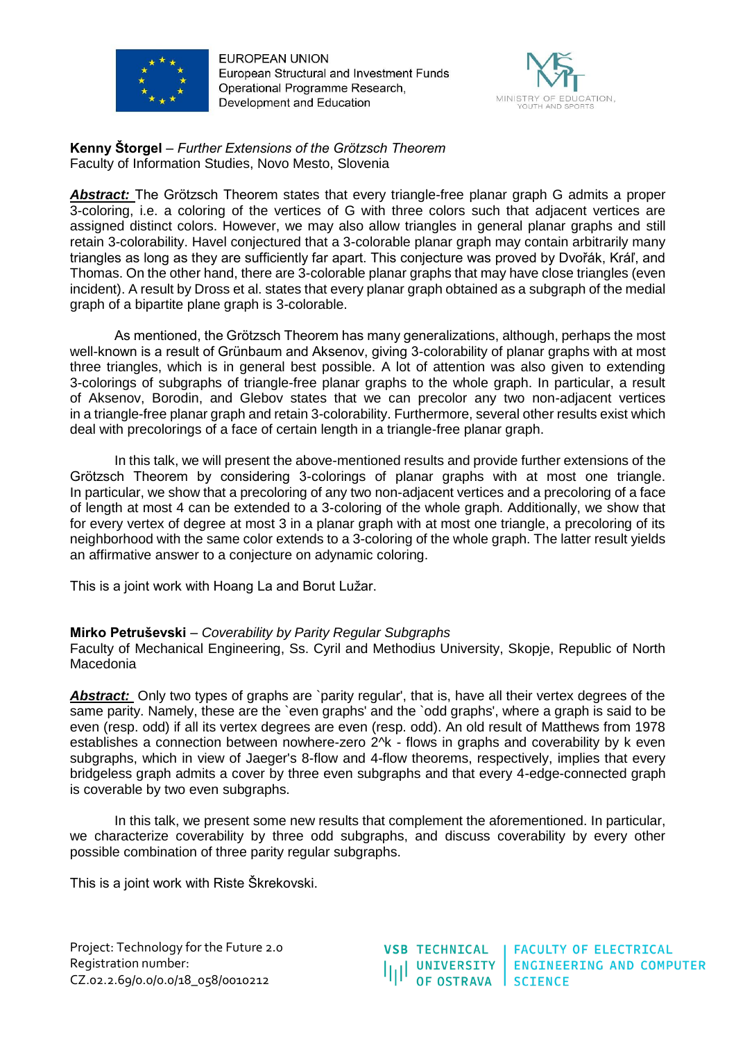**Kenny Štorgel** – *Further Extensions of the Grötzsch Theorem*
Faculty of Information Studies, Novo Mesto, Slovenia

***Abstract:*** The Grötzsch Theorem states that every triangle-free planar graph G admits a proper 3-coloring, i.e. a coloring of the vertices of G with three colors such that adjacent vertices are assigned distinct colors. However, we may also allow triangles in general planar graphs and still retain 3-colorability. Havel conjectured that a 3-colorable planar graph may contain arbitrarily many triangles as long as they are sufficiently far apart. This conjecture was proved by Dvořák, Kráľ, and Thomas. On the other hand, there are 3-colorable planar graphs that may have close triangles (even incident). A result by Dross et al. states that every planar graph obtained as a subgraph of the medial graph of a bipartite plane graph is 3-colorable.

As mentioned, the Grötzsch Theorem has many generalizations, although, perhaps the most well-known is a result of Grünbaum and Aksenov, giving 3-colorability of planar graphs with at most three triangles, which is in general best possible. A lot of attention was also given to extending 3-colorings of subgraphs of triangle-free planar graphs to the whole graph. In particular, a result of Aksenov, Borodin, and Glebov states that we can precolor any two non-adjacent vertices in a triangle-free planar graph and retain 3-colorability. Furthermore, several other results exist which deal with precolorings of a face of certain length in a triangle-free planar graph.

In this talk, we will present the above-mentioned results and provide further extensions of the Grötzsch Theorem by considering 3-colorings of planar graphs with at most one triangle. In particular, we show that a precoloring of any two non-adjacent vertices and a precoloring of a face of length at most 4 can be extended to a 3-coloring of the whole graph. Additionally, we show that for every vertex of degree at most 3 in a planar graph with at most one triangle, a precoloring of its neighborhood with the same color extends to a 3-coloring of the whole graph. The latter result yields an affirmative answer to a conjecture on adynamic coloring.

This is a joint work with Hoang La and Borut Lužar.

**Mirko Petruševski** – *Coverability by Parity Regular Subgraphs*
Faculty of Mechanical Engineering, Ss. Cyril and Methodius University, Skopje, Republic of North Macedonia

***Abstract:*** Only two types of graphs are `parity regular', that is, have all their vertex degrees of the same parity. Namely, these are the `even graphs' and the `odd graphs', where a graph is said to be even (resp. odd) if all its vertex degrees are even (resp. odd). An old result of Matthews from 1978 establishes a connection between nowhere-zero $2^k$ - flows in graphs and coverability by k even subgraphs, which in view of Jaeger's 8-flow and 4-flow theorems, respectively, implies that every bridgeless graph admits a cover by three even subgraphs and that every 4-edge-connected graph is coverable by two even subgraphs.

In this talk, we present some new results that complement the aforementioned. In particular, we characterize coverability by three odd subgraphs, and discuss coverability by every other possible combination of three parity regular subgraphs.

This is a joint work with Riste Škrekovski.